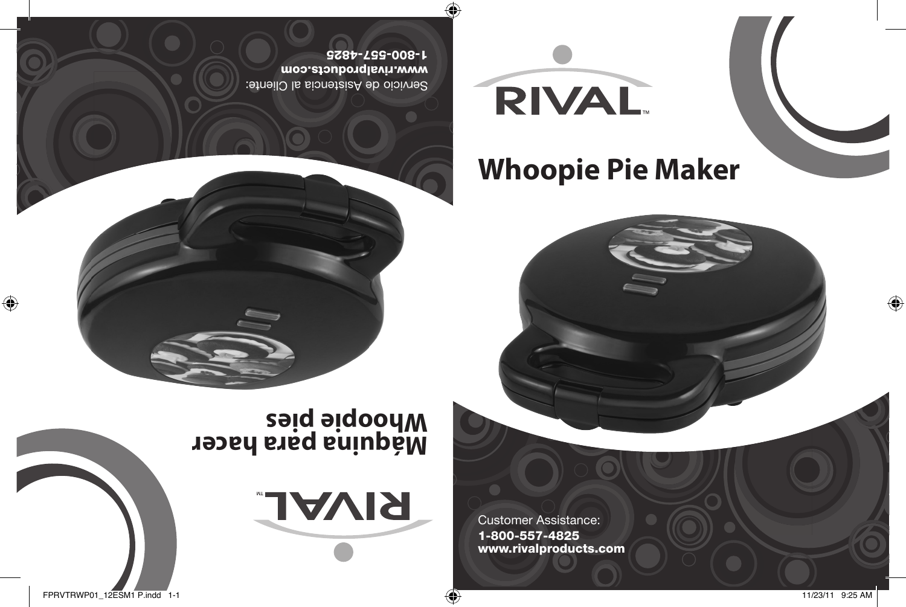# RIVAL™

# Whoopie Pie Maker

Customer Assistance:
**1-800-557-4825**
**www.rivalproducts.com**

# RIVAL™

# Máquina para hacer Whoopie pies

Servicio de Asistencia al Cliente:
**1-800-557-4825**
**www.rivalproducts.com**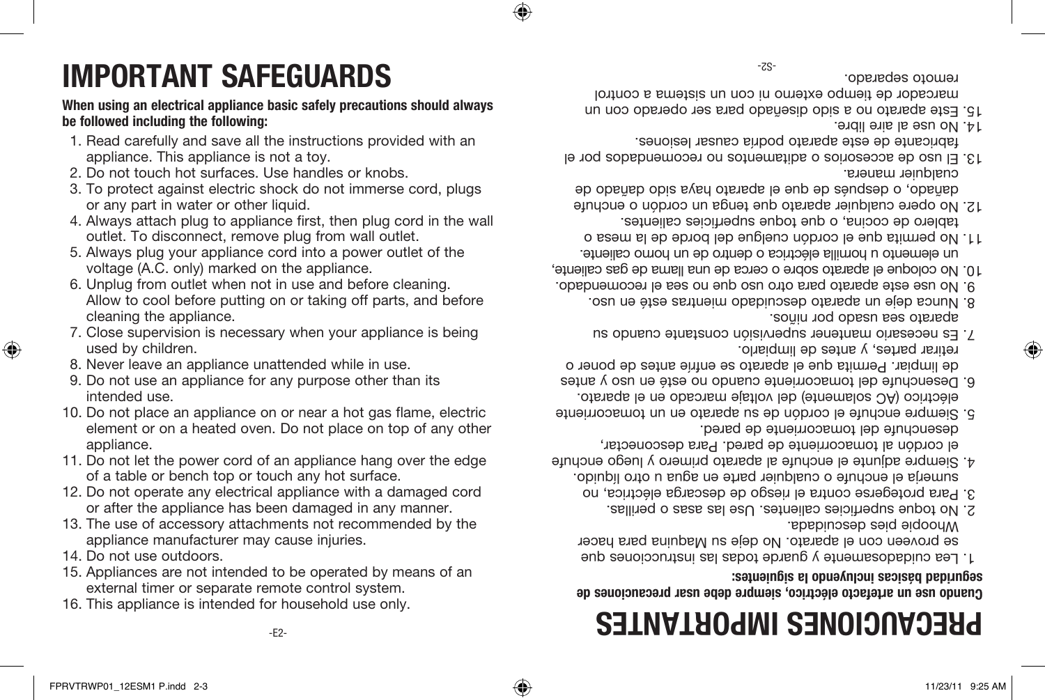# IMPORTANT SAFEGUARDS

**When using an electrical appliance basic safely precautions should always be followed including the following:**

1. Read carefully and save all the instructions provided with an appliance. This appliance is not a toy.
2. Do not touch hot surfaces. Use handles or knobs.
3. To protect against electric shock do not immerse cord, plugs or any part in water or other liquid.
4. Always attach plug to appliance first, then plug cord in the wall outlet. To disconnect, remove plug from wall outlet.
5. Always plug your appliance cord into a power outlet of the voltage (A.C. only) marked on the appliance.
6. Unplug from outlet when not in use and before cleaning. Allow to cool before putting on or taking off parts, and before cleaning the appliance.
7. Close supervision is necessary when your appliance is being used by children.
8. Never leave an appliance unattended while in use.
9. Do not use an appliance for any purpose other than its intended use.
10. Do not place an appliance on or near a hot gas flame, electric element or on a heated oven. Do not place on top of any other appliance.
11. Do not let the power cord of an appliance hang over the edge of a table or bench top or touch any hot surface.
12. Do not operate any electrical appliance with a damaged cord or after the appliance has been damaged in any manner.
13. The use of accessory attachments not recommended by the appliance manufacturer may cause injuries.
14. Do not use outdoors.
15. Appliances are not intended to be operated by means of an external timer or separate remote control system.
16. This appliance is intended for household use only.

# PRECAUCIONES IMPORTANTES

**Cuando use un artefacto eléctrico, siempre debe usar precauciones de seguridad básicas incluyendo la siguientes:**

1. Lea cuidadosamente y guarde todas las instrucciones que se proveen con el aparato. No deje su Maquina para hacer Whoopie pies descuidada.
2. No toque superficies calientes. Use las asas o perillas.
3. Para protegerse contra el riesgo de descarga eléctrica, no sumerja el enchufe o cualquier parte en agua u otro líquido.
4. Siempre adjunte el enchufe al aparato primero y luego enchufe el cordón al tomacorriente de pared. Para desconectar, desenchufe del tomacorriente de pared.
5. Siempre enchufe el cordón de su aparato en un tomacorriente eléctrico (AC solamente) del voltaje marcado en el aparato.
6. Desenchufe del tomacorriente cuando no esté en uso y antes de limpiar. Permita que el aparato se enfríe antes de poner o retirar partes, y antes de limpiarlo.
7. Es necesario mantener supervisión constante cuando su aparato sea usado por niños.
8. Nunca deje un aparato descuidado mientras esté en uso.
9. No use este aparato para otro uso que no sea el recomendado.
10. No coloque el aparato sobre o cerca de una llama de gas caliente, un elemento u hornilla eléctrica o dentro de un horno caliente.
11. No permita que el cordón cuelgue del borde de la mesa o tablero de cocina, o que toque superficies calientes.
12. No opere cualquier aparato que tenga un cordón o enchufe dañado, o después de que el aparato haya sido dañado de cualquier manera.
13. El uso de accesorios o aditamentos no recomendados por el fabricante de este aparato podría causar lesiones.
14. No use al aire libre.
15. Este aparato no a sido diseñado para ser operado con un marcador de tiempo externo ni con un sistema a control remoto separado.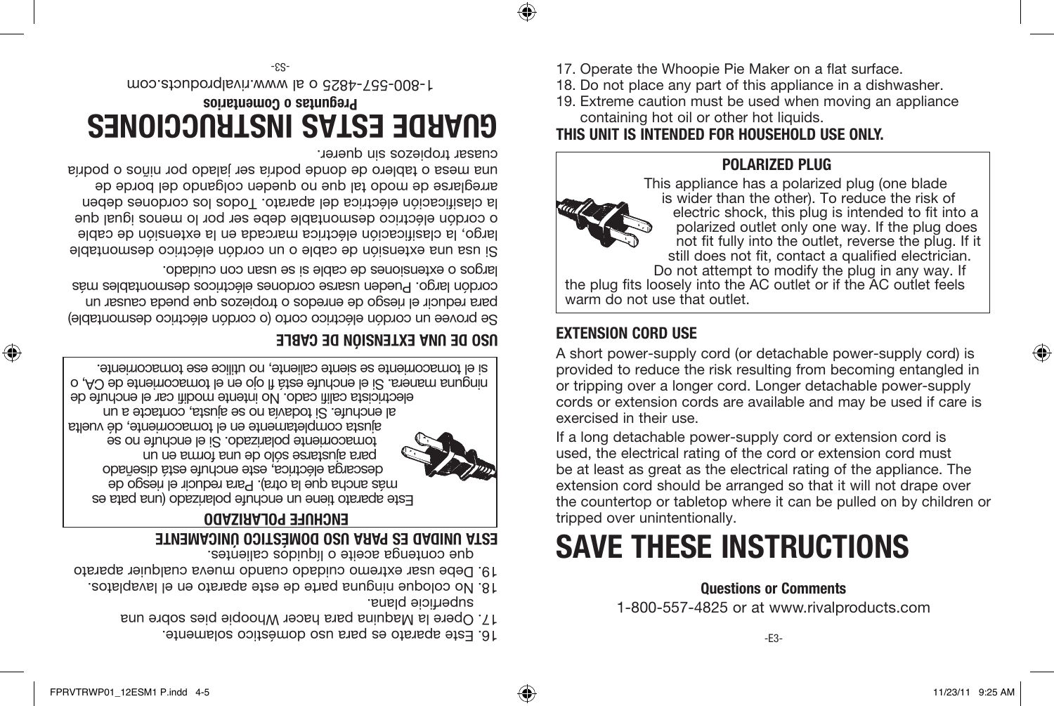16. Este aparato es para uso doméstico solamente.
17. Opere la Maquina para hacer Whoopie pies sobre una superficie plana.
18. No coloque ninguna parte de este aparato en el lavaplatos.
19. Debe usar extremo cuidado cuando mueva cualquier aparato que contenga aceite o liquidos calientes.

**ESTA UNIDAD ES PARA USO DOMÉSTICO ÚNICAMENTE**

**ENCHUFE POLARIZADO**

Este aparato tiene un enchufe polarizado (una pata es más ancha que la otra). Para reducir el riesgo de descarga eléctrica, este enchufe está diseñado para ajustarse sólo de una forma en un tomacorriente polarizado. Si el enchufe no se ajusta completamente en el tomacorriente, dé vuelta al enchufe. Si todavía no se ajusta, contacte a un electricista califi cado. No intente modifi car el enchufe de ninguna manera. Si el enchufe está fl ojo en el tomacorriente de CA, o si el tomacorriente se siente caliente, no utilice ese tomacorriente.

**USO DE UNA EXTENSIÓN DE CABLE**

Se provee un cordón eléctrico corto (o cordón eléctrico desmontable) para reducir el riesgo de enredos o tropiezos que pueda causar un cordón largo. Pueden usarse cordones eléctricos desmontables más largos o extensiones de cable si se usan con cuidado.

Si usa una extensión de cable o un cordón eléctrico desmontable largo, la clasificación eléctrica marcada en la extensión de cable o cordón eléctrico desmontable debe ser por lo menos igual que la clasificación eléctrica del aparato. Todos los cordones deben arreglarse de modo tal que no queden colgando del borde de una mesa o tablero de donde podría ser jalado por niños o podría cuasar tropiezos sin querer.

# GUARDE ESTAS INSTRUCCIONES

**Preguntas o Comentarios**

1-800-557-4825 o al www.rivalproducts.com

17. Operate the Whoopie Pie Maker on a flat surface.
18. Do not place any part of this appliance in a dishwasher.
19. Extreme caution must be used when moving an appliance containing hot oil or other hot liquids.

**THIS UNIT IS INTENDED FOR HOUSEHOLD USE ONLY.**

**POLARIZED PLUG**

This appliance has a polarized plug (one blade is wider than the other). To reduce the risk of electric shock, this plug is intended to fit into a polarized outlet only one way. If the plug does not fit fully into the outlet, reverse the plug. If it still does not fit, contact a qualified electrician. Do not attempt to modify the plug in any way. If the plug fits loosely into the AC outlet or if the AC outlet feels warm do not use that outlet.

**EXTENSION CORD USE**

A short power-supply cord (or detachable power-supply cord) is provided to reduce the risk resulting from becoming entangled in or tripping over a longer cord. Longer detachable power-supply cords or extension cords are available and may be used if care is exercised in their use.

If a long detachable power-supply cord or extension cord is used, the electrical rating of the cord or extension cord must be at least as great as the electrical rating of the appliance. The extension cord should be arranged so that it will not drape over the countertop or tabletop where it can be pulled on by children or tripped over unintentionally.

# SAVE THESE INSTRUCTIONS

**Questions or Comments**

1-800-557-4825 or at www.rivalproducts.com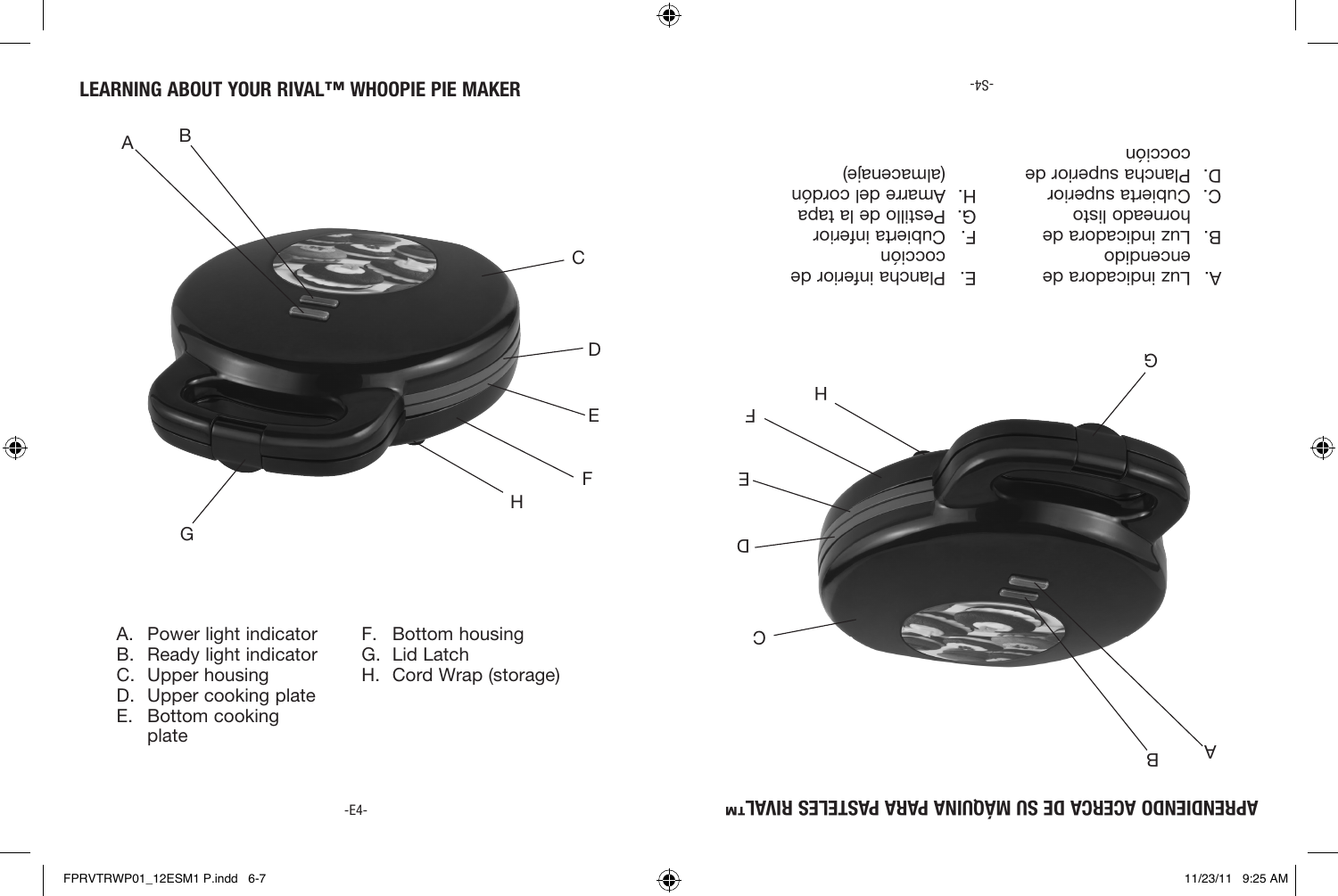## LEARNING ABOUT YOUR RIVAL™ WHOOPIE PIE MAKER

A. Power light indicator
B. Ready light indicator
C. Upper housing
D. Upper cooking plate
E. Bottom cooking plate
F. Bottom housing
G. Lid Latch
H. Cord Wrap (storage)

## APRENDIENDO ACERCA DE SU MÁQUINA PARA PASTELES RIVAL™

A. Luz indicadora de encendido
B. Luz indicadora de horneado listo
C. Cubierta superior
D. Plancha superior de cocción
E. Plancha inferior de cocción
F. Cubierta inferior
G. Pestillo de la tapa
H. Amarre del cordón (almacenaje)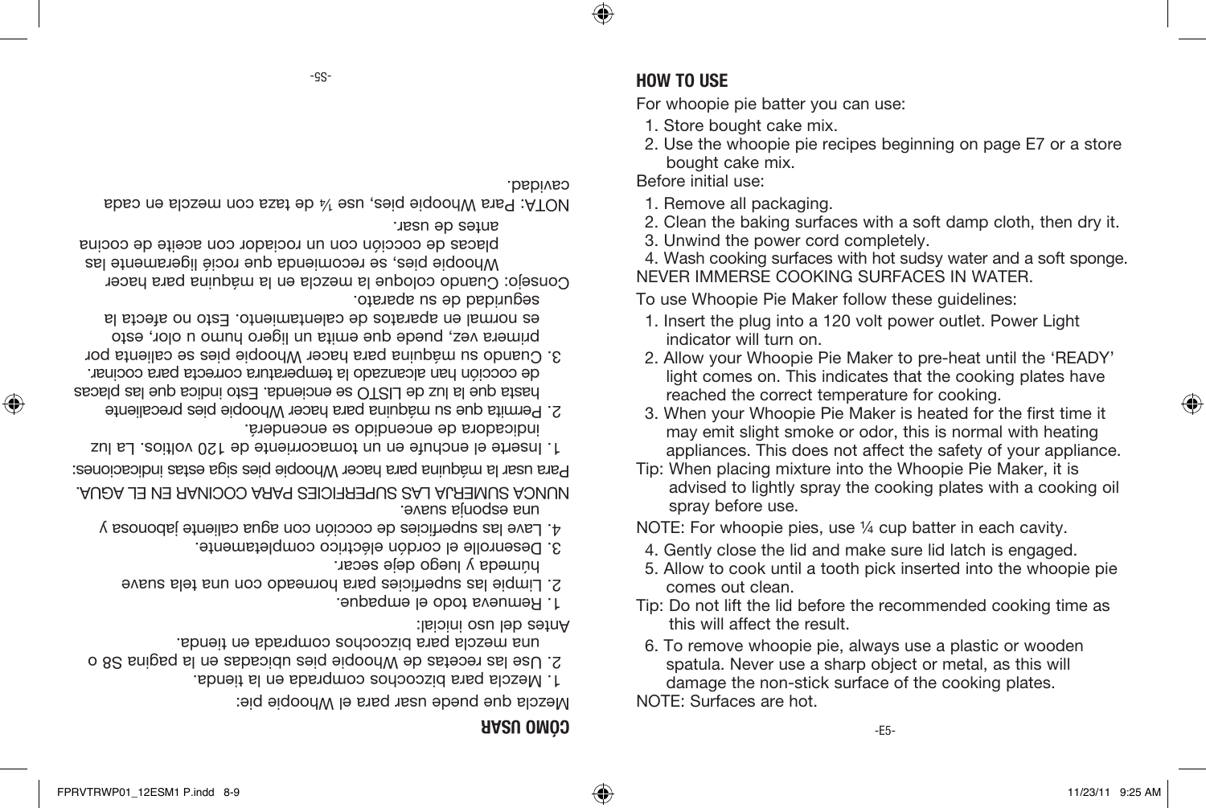## HOW TO USE

For whoopie pie batter you can use:

1. Store bought cake mix.
2. Use the whoopie pie recipes beginning on page E7 or a store bought cake mix.

Before initial use:

1. Remove all packaging.
2. Clean the baking surfaces with a soft damp cloth, then dry it.
3. Unwind the power cord completely.
4. Wash cooking surfaces with hot sudsy water and a soft sponge.

NEVER IMMERSE COOKING SURFACES IN WATER.

To use Whoopie Pie Maker follow these guidelines:

1. Insert the plug into a 120 volt power outlet. Power Light indicator will turn on.
2. Allow your Whoopie Pie Maker to pre-heat until the 'READY' light comes on. This indicates that the cooking plates have reached the correct temperature for cooking.
3. When your Whoopie Pie Maker is heated for the first time it may emit slight smoke or odor, this is normal with heating appliances. This does not affect the safety of your appliance.

Tip: When placing mixture into the Whoopie Pie Maker, it is advised to lightly spray the cooking plates with a cooking oil spray before use.

NOTE: For whoopie pies, use ¼ cup batter in each cavity.

4. Gently close the lid and make sure lid latch is engaged.
5. Allow to cook until a tooth pick inserted into the whoopie pie comes out clean.

Tip: Do not lift the lid before the recommended cooking time as this will affect the result.

6. To remove whoopie pie, always use a plastic or wooden spatula. Never use a sharp object or metal, as this will damage the non-stick surface of the cooking plates.

NOTE: Surfaces are hot.

## CÓMO USAR

Mezcla que puede usar para el Whoopie pie:

1. Mezcla para bizcochos comprada en la tienda.
2. Use las recetas de Whoopie pies ubicadas en la página S8 o una mezcla para bizcochos comprada en tienda.

Antes del uso inicial:

1. Remueva todo el empaque.
2. Limpie las superficies para horneado con una tela suave húmeda y luego deje secar.
3. Desenrolle el cordón eléctrico completamente.
4. Lave las superficies de cocción con agua caliente jabonosa y una esponja suave.

NUNCA SUMERJA LAS SUPERFICIES PARA COCINAR EN EL AGUA.

Para usar la máquina para hacer Whoopie pies siga estas indicaciones:

1. Inserte el enchufe en un tomacorriente de 120 voltios. La luz indicadora de encendido se encenderá.
2. Permita que su máquina para hacer Whoopie pies precaliente hasta que la luz de LISTO se encienda. Esto indica que las placas de cocción han alcanzado la temperatura correcta para cocinar.
3. Cuando su máquina para hacer Whoopie pies se calienta por primera vez, puede que emita un ligero humo u olor, esto es normal en aparatos de calentamiento. Esto no afecta la seguridad de su aparato.

Consejo: Cuando coloque la mezcla en la máquina para hacer Whoopie pies, se recomienda que rocié ligeramente las placas de cocción con un rociador con aceite de cocina antes de usar.

NOTA: Para Whoopie pies, use ¼ de taza con mezcla en cada cavidad.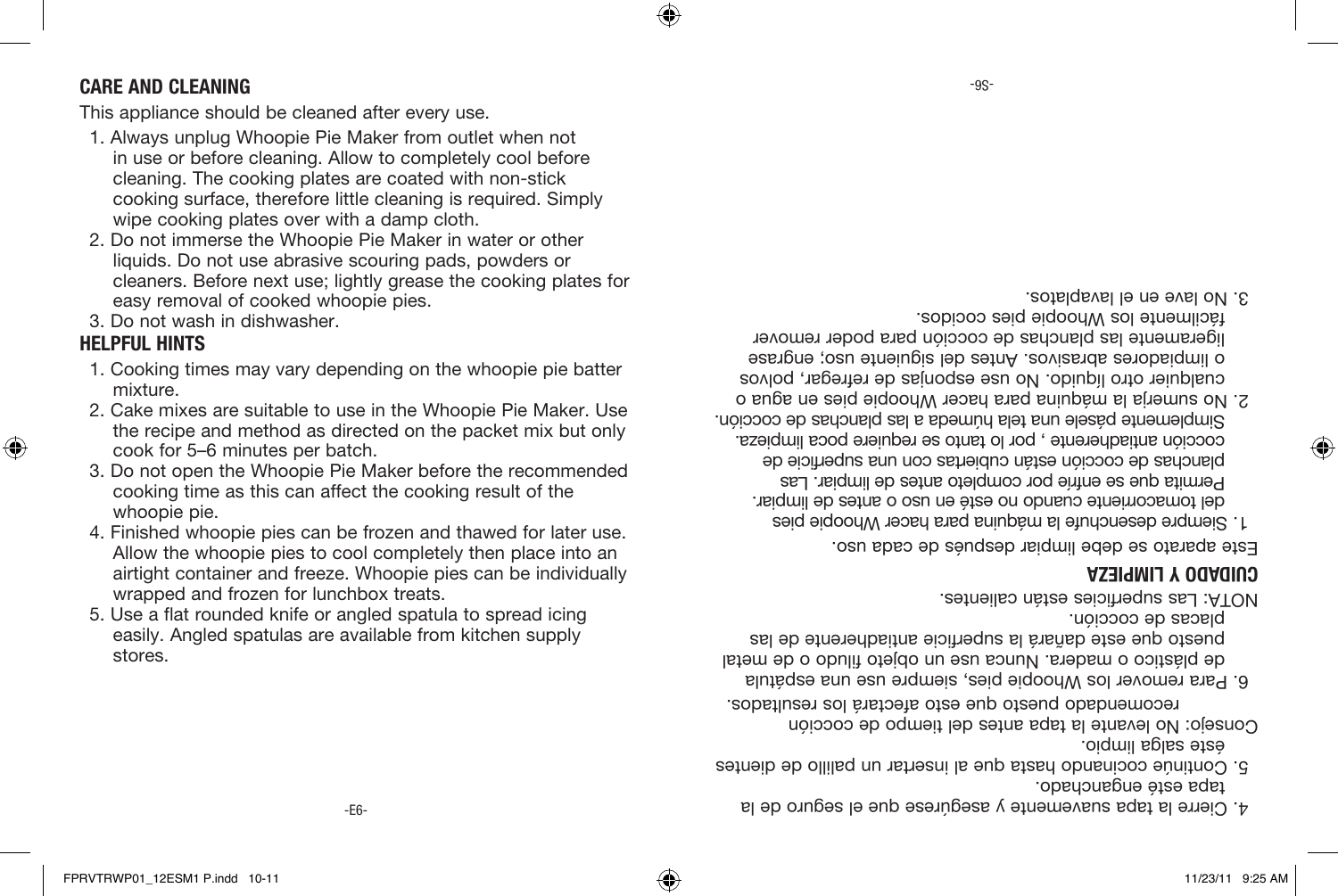## CARE AND CLEANING

This appliance should be cleaned after every use.

1. Always unplug Whoopie Pie Maker from outlet when not in use or before cleaning. Allow to completely cool before cleaning. The cooking plates are coated with non-stick cooking surface, therefore little cleaning is required. Simply wipe cooking plates over with a damp cloth.
2. Do not immerse the Whoopie Pie Maker in water or other liquids. Do not use abrasive scouring pads, powders or cleaners. Before next use; lightly grease the cooking plates for easy removal of cooked whoopie pies.
3. Do not wash in dishwasher.

## HELPFUL HINTS

1. Cooking times may vary depending on the whoopie pie batter mixture.
2. Cake mixes are suitable to use in the Whoopie Pie Maker. Use the recipe and method as directed on the packet mix but only cook for 5–6 minutes per batch.
3. Do not open the Whoopie Pie Maker before the recommended cooking time as this can affect the cooking result of the whoopie pie.
4. Finished whoopie pies can be frozen and thawed for later use. Allow the whoopie pies to cool completely then place into an airtight container and freeze. Whoopie pies can be individually wrapped and frozen for lunchbox treats.
5. Use a flat rounded knife or angled spatula to spread icing easily. Angled spatulas are available from kitchen supply stores.

4. Cierre la tapa suavemente y asegúrese que el seguro de la tapa esté enganchado.
5. Continúe cocinando hasta que al insertar un palillo de dientes éste salga limpio.

Consejo: No levante la tapa antes del tiempo de cocción recomendado puesto que esto afectará los resultados.

6. Para remover los Whoopie pies, siempre use una espátula de plástico o madera. Nunca use un objeto filudo o de metal puesto que este dañará la superficie antiadherente de las placas de cocción.

NOTA: Las superficies están calientes.

## CUIDADO Y LIMPIEZA

Este aparato se debe limpiar después de cada uso.

1. Siempre desenchufe la máquina para hacer Whoopie pies del tomacorriente cuando no esté en uso o antes de limpiar. Permita que se enfríe por completo antes de limpiar. Las planchas de cocción están cubiertas con una superficie de cocción antiadherente , por lo tanto se requiere poca limpieza. Simplemente pásele una tela húmeda a las planchas de cocción.
2. No sumerja la máquina para hacer Whoopie pies en agua o cualquier otro líquido. No use esponjas de refregar, polvos o limpiadores abrasivos. Antes del siguiente uso; engrase ligeramente las planchas de cocción para poder remover fácilmente los Whoopie pies cocidos.
3. No lave en el lavaplatos.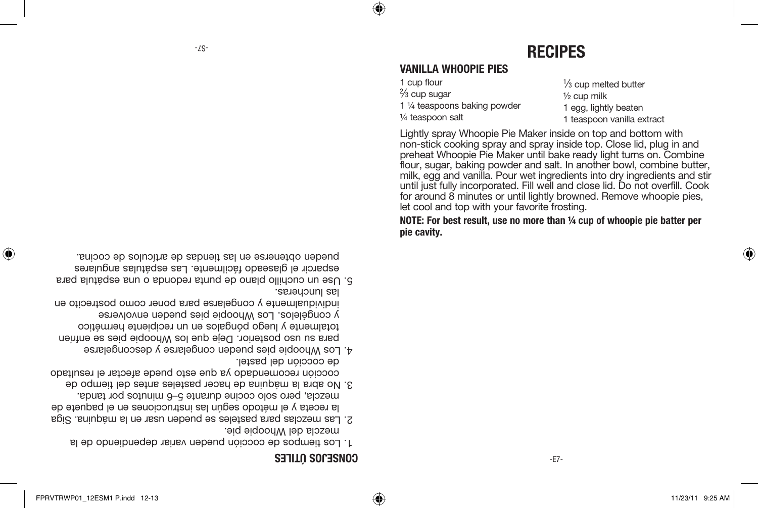## CONSEJOS ÚTILES

1. Los tiempos de cocción pueden variar dependiendo de la mezcla del Whoopie pie.
2. Las mezclas para pasteles se pueden usar en la máquina. Siga la receta y el método según las instrucciones en el paquete de mezcla, pero solo cocine durante 5–6 minutos por tanda.
3. No abra la máquina de hacer pasteles antes del tiempo de cocción recomendado ya que esto puede afectar el resultado de cocción del pastel.
4. Los Whoopie pies pueden congelarse y descongelarse para su uso posterior. Deje que los Whoopie pies se enfríen totalmente y luego póngalos en un recipiente hermético y congélelos. Los Whoopie pies pueden envolverse individualmente y congelarse para poner como postrecito en las loncheras.
5. Use un cuchillo plano de punta redonda o una espátula para esparcir el glaseado fácilmente. Las espátulas angulares pueden obtenerse en las tiendas de artículos de cocina.

# RECIPES

## VANILLA WHOOPIE PIES

1 cup flour
⅔ cup sugar
1 ¼ teaspoons baking powder
¼ teaspoon salt
⅓ cup melted butter
½ cup milk
1 egg, lightly beaten
1 teaspoon vanilla extract

Lightly spray Whoopie Pie Maker inside on top and bottom with non-stick cooking spray and spray inside top. Close lid, plug in and preheat Whoopie Pie Maker until bake ready light turns on. Combine flour, sugar, baking powder and salt. In another bowl, combine butter, milk, egg and vanilla. Pour wet ingredients into dry ingredients and stir until just fully incorporated. Fill well and close lid. Do not overfill. Cook for around 8 minutes or until lightly browned. Remove whoopie pies, let cool and top with your favorite frosting.

**NOTE: For best result, use no more than ¼ cup of whoopie pie batter per pie cavity.**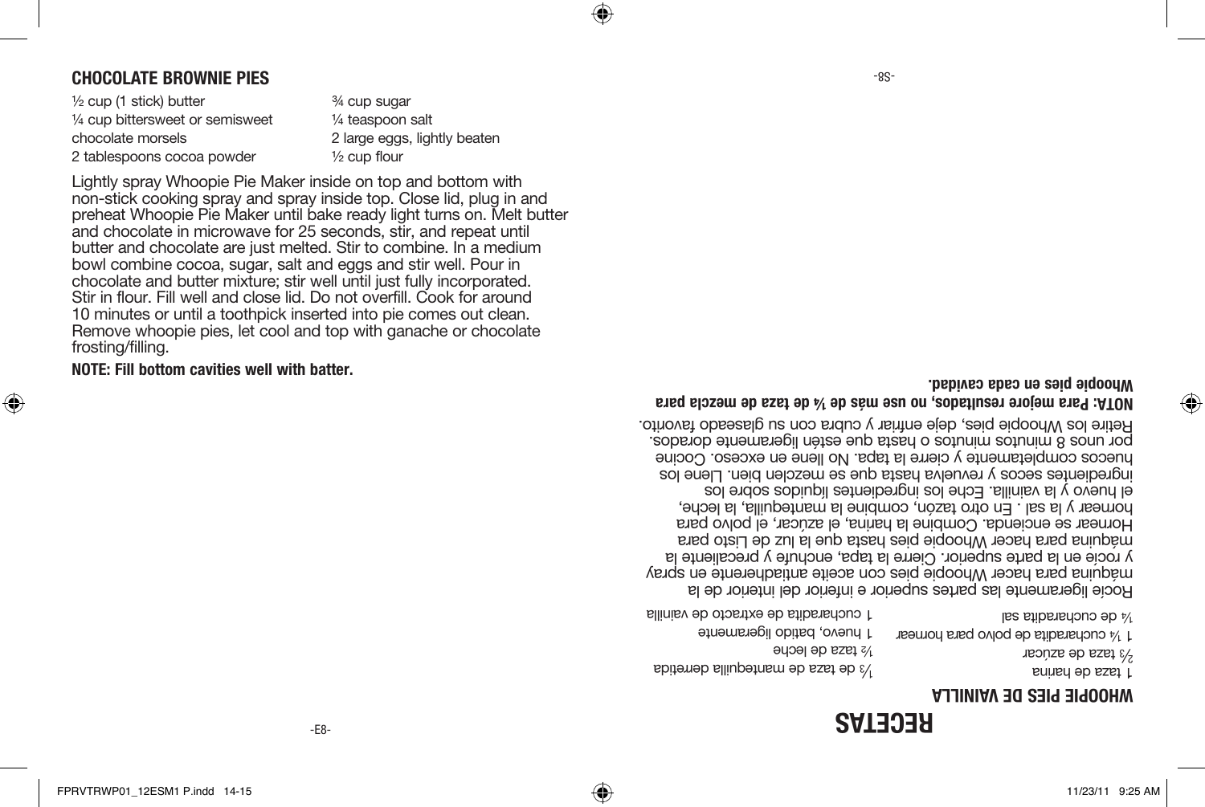## CHOCOLATE BROWNIE PIES

½ cup (1 stick) butter
¼ cup bittersweet or semisweet chocolate morsels
2 tablespoons cocoa powder
¾ cup sugar
¼ teaspoon salt
2 large eggs, lightly beaten
½ cup flour

Lightly spray Whoopie Pie Maker inside on top and bottom with non-stick cooking spray and spray inside top. Close lid, plug in and preheat Whoopie Pie Maker until bake ready light turns on. Melt butter and chocolate in microwave for 25 seconds, stir, and repeat until butter and chocolate are just melted. Stir to combine. In a medium bowl combine cocoa, sugar, salt and eggs and stir well. Pour in chocolate and butter mixture; stir well until just fully incorporated. Stir in flour. Fill well and close lid. Do not overfill. Cook for around 10 minutes or until a toothpick inserted into pie comes out clean. Remove whoopie pies, let cool and top with ganache or chocolate frosting/filling.

**NOTE: Fill bottom cavities well with batter.**

# RECETAS

## WHOOPIE PIES DE VAINILLA

1 taza de harina
⅔ taza de azúcar
1 ¼ cucharadita de polvo para hornear
¼ de cucharadita sal
⅓ de taza de mantequilla derretida
½ taza de leche
1 huevo, batido ligeramente
1 cucharadita de extracto de vainilla

Rocíe ligeramente las partes superior e inferior del interior de la máquina para hacer Whoopie pies con aceite antiadherente en spray y rocíe en la parte superior. Cierre la tapa, enchufe y precaliente la máquina para hacer Whoopie pies hasta que la luz de Listo para Hornear se encienda. Combine la harina, el azúcar, el polvo para hornear y la sal . En otro tazón, combine la mantequilla, la leche, el huevo y la vainilla. Eche los ingredientes líquidos sobre los ingredientes secos y revuelva hasta que se mezclen bien. Llene los huecos completamente y cierre la tapa. No llene en exceso. Cocine por unos 8 minutos minutos o hasta que estén ligeramente dorados. Retire los Whoopie pies, deje enfriar y cubra con su glaseado favorito.

**NOTA: Para mejore resultados, no use más de ¼ de taza de mezcla para Whoopie pies en cada cavidad.**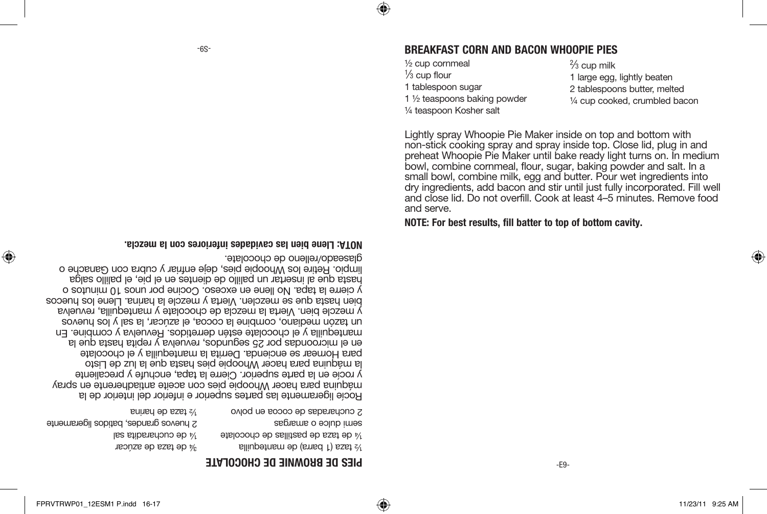## BREAKFAST CORN AND BACON WHOOPIE PIES

½ cup cornmeal
⅓ cup flour
1 tablespoon sugar
1 ½ teaspoons baking powder
¼ teaspoon Kosher salt
⅔ cup milk
1 large egg, lightly beaten
2 tablespoons butter, melted
¼ cup cooked, crumbled bacon

Lightly spray Whoopie Pie Maker inside on top and bottom with non-stick cooking spray and spray inside top. Close lid, plug in and preheat Whoopie Pie Maker until bake ready light turns on. In medium bowl, combine cornmeal, flour, sugar, baking powder and salt. In a small bowl, combine milk, egg and butter. Pour wet ingredients into dry ingredients, add bacon and stir until just fully incorporated. Fill well and close lid. Do not overfill. Cook at least 4–5 minutes. Remove food and serve.

**NOTE: For best results, fill batter to top of bottom cavity.**

## PIES DE BROWNIE DE CHOCOLATE

½ taza (1 barra) de mantequilla
¼ de taza de pastillas de chocolate semi dulce o amargas
2 cucharadas de cocoa en polvo
¾ de taza de azúcar
¼ de cucharadita sal
2 huevos grandes, batidos ligeramente
½ taza de harina

Rocíe ligeramente las partes superior e inferior del interior de la máquina para hacer Whoopie pies con aceite antiadherente en spray y rocíe en la parte superior. Cierre la tapa, enchufe y precaliente la máquina para hacer Whoopie pies hasta que la luz de Listo para Hornear se encienda. Derrita la mantequilla y el chocolate en el microondas por 25 segundos, revuelva y repita hasta que la mantequilla y el chocolate estén derretidos. Revuelva y combine. En un tazón mediano, combine la cocoa, el azúcar, la sal y los huevos y mezcle bien. Vierta la mezcla de chocolate y mantequilla, revuelva bien hasta que se mezclen. Vierta y mezcle la harina. Llene los huecos y cierre la tapa. No llene en exceso. Cocine por unos 10 minutos o hasta que al insertar un palillo de dientes en el pie, el palillo salga limpio. Retire los Whoopie pies, deje enfriar y cubra con Ganache o glaseado/relleno de chocolate.

**NOTA: Llene bien las cavidades inferiores con la mezcla.**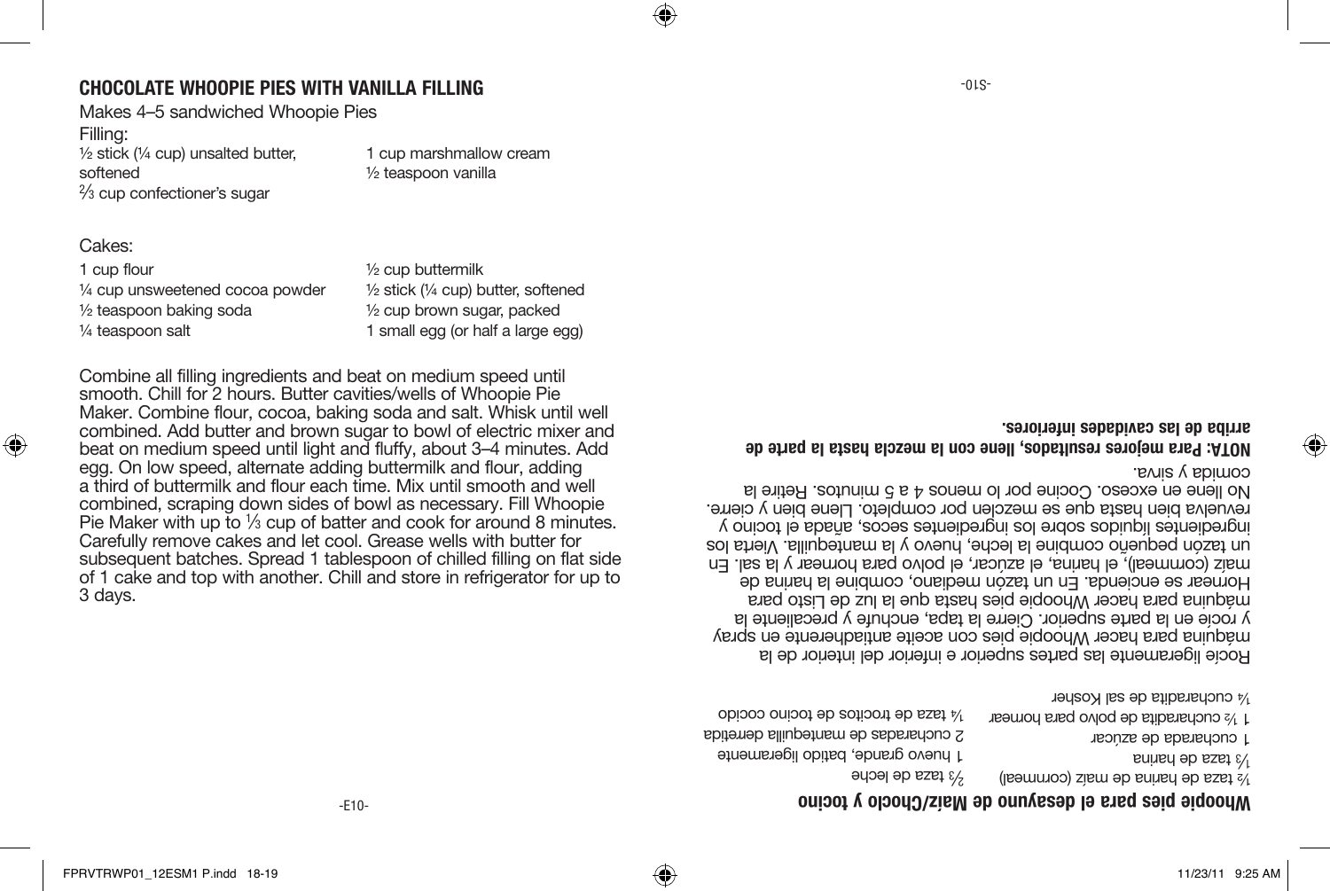## CHOCOLATE WHOOPIE PIES WITH VANILLA FILLING

Makes 4–5 sandwiched Whoopie Pies

Filling:

- ½ stick (¼ cup) unsalted butter, softened
- ⅔ cup confectioner's sugar
- 1 cup marshmallow cream
- ½ teaspoon vanilla

Cakes:

- 1 cup flour
- ¼ cup unsweetened cocoa powder
- ½ teaspoon baking soda
- ¼ teaspoon salt
- ½ cup buttermilk
- ½ stick (¼ cup) butter, softened
- ½ cup brown sugar, packed
- 1 small egg (or half a large egg)

Combine all filling ingredients and beat on medium speed until smooth. Chill for 2 hours. Butter cavities/wells of Whoopie Pie Maker. Combine flour, cocoa, baking soda and salt. Whisk until well combined. Add butter and brown sugar to bowl of electric mixer and beat on medium speed until light and fluffy, about 3–4 minutes. Add egg. On low speed, alternate adding buttermilk and flour, adding a third of buttermilk and flour each time. Mix until smooth and well combined, scraping down sides of bowl as necessary. Fill Whoopie Pie Maker with up to ⅓ cup of batter and cook for around 8 minutes. Carefully remove cakes and let cool. Grease wells with butter for subsequent batches. Spread 1 tablespoon of chilled filling on flat side of 1 cake and top with another. Chill and store in refrigerator for up to 3 days.

## Whoopie pies para el desayuno de Maíz/Choclo y tocino

- ½ taza de harina de maíz (cornmeal)
- ⅓ taza de harina
- 1 cucharada de azúcar
- 1 ½ cucharadita de polvo para hornear
- ¼ cucharadita de sal Kosher
- ⅔ taza de leche
- 1 huevo grande, batido ligeramente
- 2 cucharadas de mantequilla derretida
- ¼ taza de trocitos de tocino cocido

Rocíe ligeramente las partes superior e inferior del interior de la máquina para hacer Whoopie pies con aceite antiadherente en spray y rocíe en la parte superior. Cierre la tapa, enchufe y precaliente la máquina para hacer Whoopie pies hasta que la luz de Listo para Hornear se encienda. En un tazón mediano, combine la harina de maíz (cornmeal), el harina, el azúcar, el polvo para hornear y la sal. En un tazón pequeño combine la leche, huevo y la mantequilla. Vierta los ingredientes líquidos sobre los ingredientes secos, añada el tocino y revuelva bien hasta que se mezclen por completo. Llene bien y cierre. No llene en exceso. Cocine por lo menos 4 a 5 minutos. Retire la comida y sirva.

**NOTA: Para mejores resultados, llene con la mezcla hasta la parte de arriba de las cavidades inferiores.**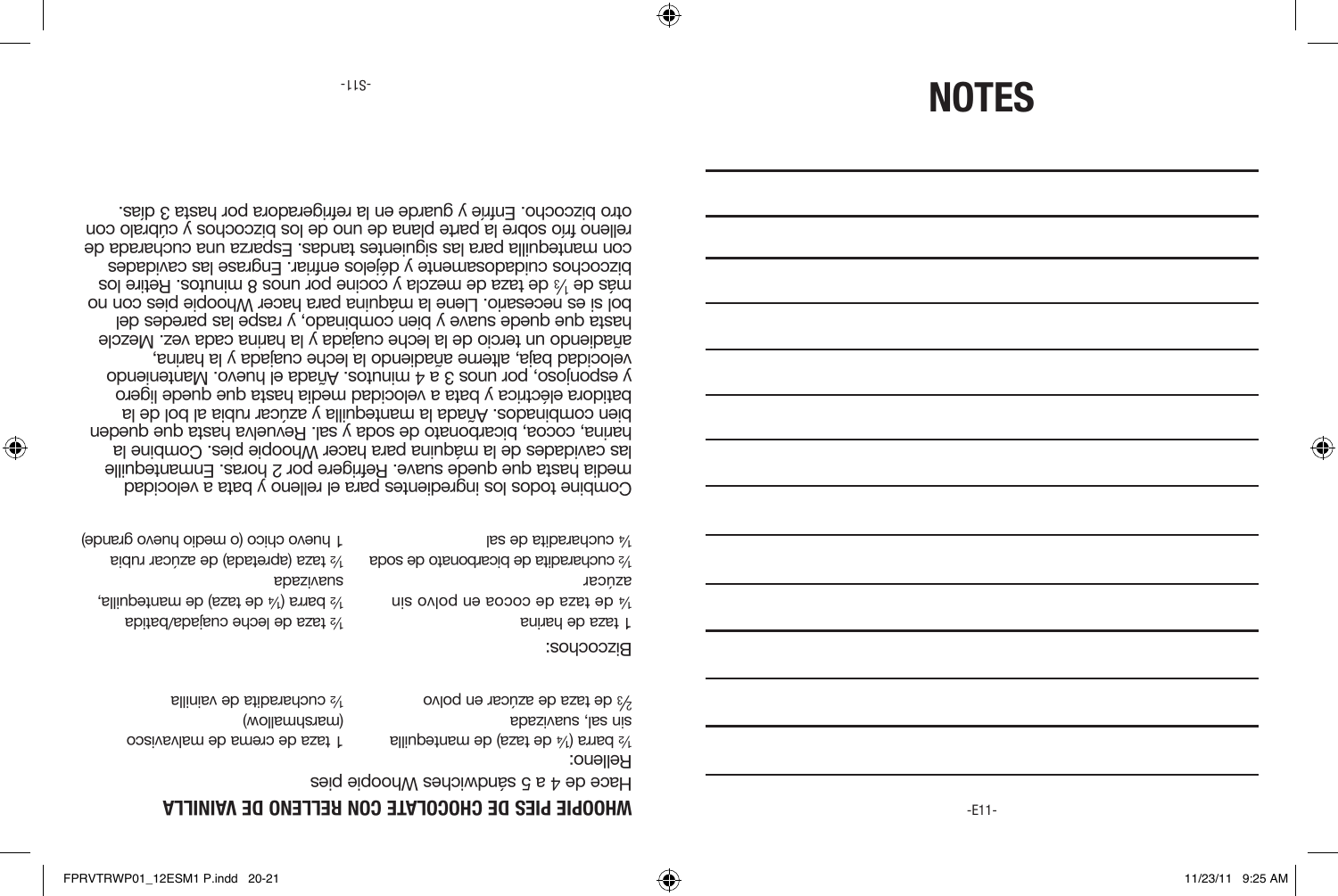# NOTES

## WHOOPIE PIES DE CHOCOLATE CON RELLENO DE VAINILLA

Hace de 4 a 5 sándwiches Whoopie pies

Relleno:

- ½ barra (¼ de taza) de mantequilla sin sal, suavizada
- ⅔ de taza de azúcar en polvo
- 1 taza de crema de malvavisco (marshmallow)
- ½ cucharadita de vainilla

Bizcochos:

- 1 taza de harina
- ¼ de taza de cocoa en polvo sin azúcar
- ½ cucharadita de bicarbonato de soda
- ¼ cucharadita de sal
- ½ taza de leche cuajada/batida
- ½ barra (¼ de taza) de mantequilla, suavizada
- ½ taza (apretada) de azúcar rubia
- 1 huevo chico (o medio huevo grande)

Combine todos los ingredientes para el relleno y bata a velocidad media hasta que quede suave. Refrigere por 2 horas. Enmantequille las cavidades de la máquina para hacer Whoopie pies. Combine la harina, cocoa, bicarbonato de soda y sal. Revuelva hasta que queden bien combinados. Añada la mantequilla y azúcar rubia al bol de la batidora eléctrica y bata a velocidad media hasta que quede ligero y esponjoso, por unos 3 a 4 minutos. Añada el huevo. Manteniendo velocidad baja, alterne añadiendo la leche cuajada y la harina, añadiendo un tercio de la leche cuajada y la harina cada vez. Mezcle hasta que quede suave y bien combinado, y raspe las paredes del bol si es necesario. Llene la máquina para hacer Whoopie pies con no más de ⅓ de taza de mezcla y cocine por unos 8 minutos. Retire los bizcochos cuidadosamente y déjelos enfriar. Engrase las cavidades con mantequilla para las siguientes tandas. Esparza una cucharada de relleno frío sobre la parte plana de uno de los bizcochos y cúbralo con otro bizcocho. Enfríe y guarde en la refrigeradora por hasta 3 días.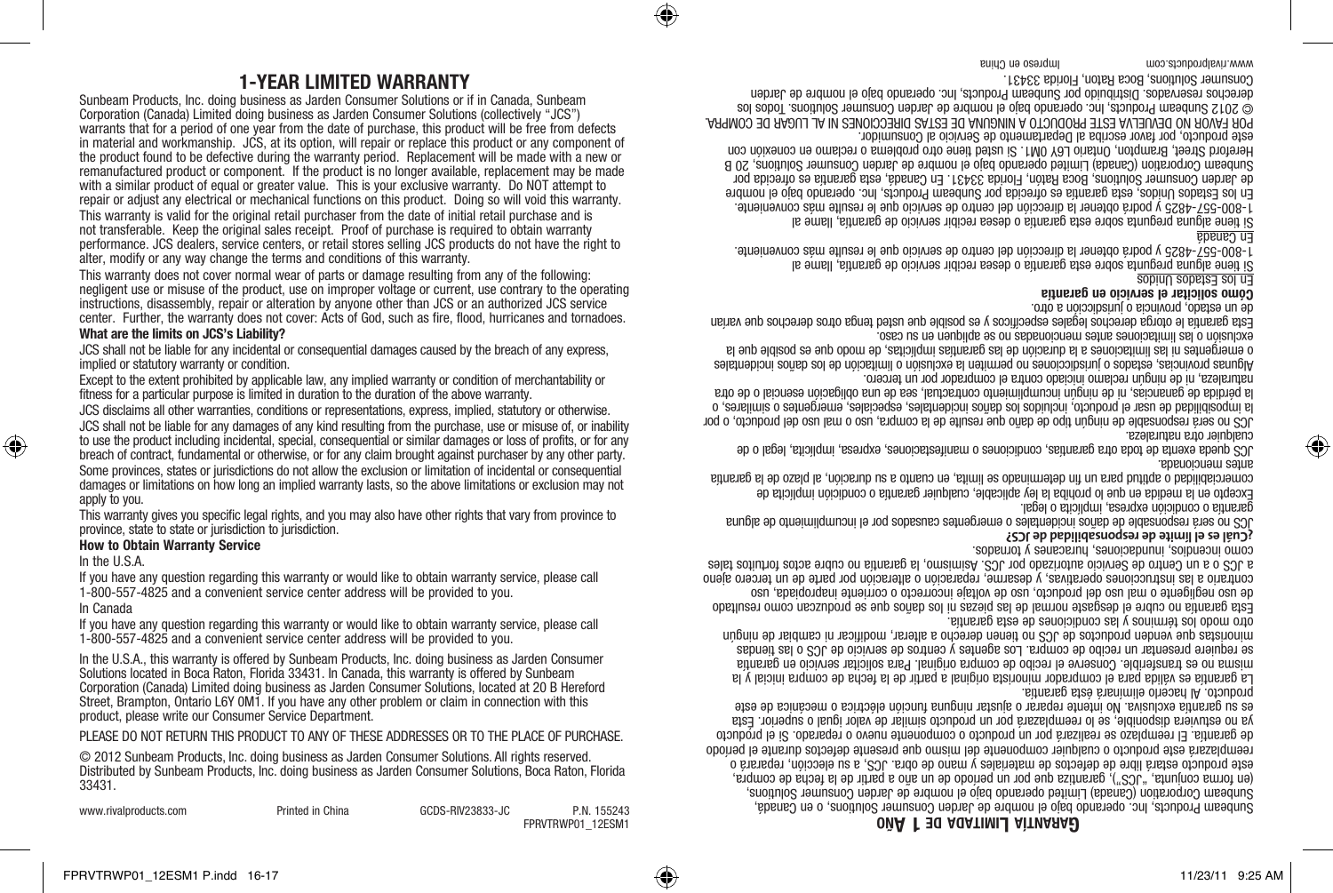# 1-YEAR LIMITED WARRANTY

Sunbeam Products, Inc. doing business as Jarden Consumer Solutions or if in Canada, Sunbeam Corporation (Canada) Limited doing business as Jarden Consumer Solutions (collectively "JCS") warrants that for a period of one year from the date of purchase, this product will be free from defects in material and workmanship. JCS, at its option, will repair or replace this product or any component of the product found to be defective during the warranty period. Replacement will be made with a new or remanufactured product or component. If the product is no longer available, replacement may be made with a similar product of equal or greater value. This is your exclusive warranty. Do NOT attempt to repair or adjust any electrical or mechanical functions on this product. Doing so will void this warranty.

This warranty is valid for the original retail purchaser from the date of initial retail purchase and is not transferable. Keep the original sales receipt. Proof of purchase is required to obtain warranty performance. JCS dealers, service centers, or retail stores selling JCS products do not have the right to alter, modify or any way change the terms and conditions of this warranty.

This warranty does not cover normal wear of parts or damage resulting from any of the following: negligent use or misuse of the product, use on improper voltage or current, use contrary to the operating instructions, disassembly, repair or alteration by anyone other than JCS or an authorized JCS service center. Further, the warranty does not cover: Acts of God, such as fire, flood, hurricanes and tornadoes.

**What are the limits on JCS's Liability?**

JCS shall not be liable for any incidental or consequential damages caused by the breach of any express, implied or statutory warranty or condition.

Except to the extent prohibited by applicable law, any implied warranty or condition of merchantability or fitness for a particular purpose is limited in duration to the duration of the above warranty.

JCS disclaims all other warranties, conditions or representations, express, implied, statutory or otherwise.

JCS shall not be liable for any damages of any kind resulting from the purchase, use or misuse of, or inability to use the product including incidental, special, consequential or similar damages or loss of profits, or for any breach of contract, fundamental or otherwise, or for any claim brought against purchaser by any other party.

Some provinces, states or jurisdictions do not allow the exclusion or limitation of incidental or consequential damages or limitations on how long an implied warranty lasts, so the above limitations or exclusion may not apply to you.

This warranty gives you specific legal rights, and you may also have other rights that vary from province to province, state to state or jurisdiction to jurisdiction.

**How to Obtain Warranty Service**

In the U.S.A.

If you have any question regarding this warranty or would like to obtain warranty service, please call 1-800-557-4825 and a convenient service center address will be provided to you.

In Canada

If you have any question regarding this warranty or would like to obtain warranty service, please call 1-800-557-4825 and a convenient service center address will be provided to you.

In the U.S.A., this warranty is offered by Sunbeam Products, Inc. doing business as Jarden Consumer Solutions located in Boca Raton, Florida 33431. In Canada, this warranty is offered by Sunbeam Corporation (Canada) Limited doing business as Jarden Consumer Solutions, located at 20 B Hereford Street, Brampton, Ontario L6Y 0M1. If you have any other problem or claim in connection with this product, please write our Consumer Service Department.

PLEASE DO NOT RETURN THIS PRODUCT TO ANY OF THESE ADDRESSES OR TO THE PLACE OF PURCHASE.

© 2012 Sunbeam Products, Inc. doing business as Jarden Consumer Solutions. All rights reserved. Distributed by Sunbeam Products, Inc. doing business as Jarden Consumer Solutions, Boca Raton, Florida 33431.

www.rivalproducts.com    Printed in China    GCDS-RIV23833-JC    P.N. 155243
FPRVTRWP01_12ESM1

# GARANTÍA LIMITADA DE 1 AÑO

Sunbeam Products, Inc. operando bajo el nombre de Jarden Consumer Solutions, o en Canadá, Sunbeam Corporation (Canada) Limited operando bajo el nombre de Jarden Consumer Solutions, (en forma conjunta, "JCS"), garantiza que por un período de un año a partir de la fecha de compra, este producto estará libre de defectos de materiales y mano de obra. JCS, a su elección, reparará o reemplazará este producto o cualquier componente del mismo que presente defectos durante el período de garantía. El reemplazo se realizará por un producto o componente nuevo o reparado. Si el producto ya no estuviera disponible, se lo reemplazará por un producto similar de valor igual o superior. Ésta es su garantía exclusiva. No intente reparar o ajustar ninguna función eléctrica o mecánica de este producto. Al hacerlo eliminará ésta garantía.

La garantía es válida para el comprador minorista original a partir de la fecha de compra inicial y la misma no es transferible. Conserve el recibo de compra original. Para solicitar servicio en garantía se requiere presentar un recibo de compra. Los agentes y centros de servicio de JCS o las tiendas minoristas que venden productos de JCS no tienen derecho a alterar, modificar ni cambiar de ningún otro modo los términos y las condiciones de esta garantía.

Esta garantía no cubre el desgaste normal de las piezas ni los daños que se produzcan como resultado de uso negligente o mal uso del producto, uso de voltaje incorrecto o corriente inapropiada, uso contrario a las instrucciones operativas, y desarme, reparación o alteración por parte de un tercero ajeno a JCS o a un Centro de Servicio autorizado por JCS. Asimismo, la garantía no cubre actos fortuitos tales como incendios, inundaciones, huracanes y tornados.

**¿Cuál es el límite de responsabilidad de JCS?**

JCS no será responsable de daños incidentales o emergentes causados por el incumplimiento de alguna garantía o condición expresa, implícita o legal.

Excepto en la medida en que lo prohíba la ley aplicable, cualquier garantía o condición implícita de comerciabilidad o aptitud para un fin determinado se limita, en cuanto a su duración, al plazo de la garantía antes mencionada.

JCS queda exenta de toda otra garantías, condiciones o manifestaciones, expresa, implícita, legal o de cualquier otra naturaleza.

JCS no será responsable de ningún tipo de daño que resulte de la compra, uso o mal uso del producto, o por la imposibilidad de usar el producto, incluidos los daños incidentales, especiales, emergentes o similares, o la pérdida de ganancias, ni de ningún incumplimiento contractual, sea de una obligación esencial o de otra naturaleza, ni de ningún reclamo iniciado contra el comprador por un tercero.

Algunas provincias, estados o jurisdicciones no permiten la exclusión o limitación de los daños incidentales o emergentes ni las limitaciones a la duración de las garantías implícitas, de modo que es posible que la exclusión o las limitaciones antes mencionadas no se apliquen en su caso.

Esta garantía le otorga derechos legales específicos y es posible que usted tenga otros derechos que varían de un estado, provincia o jurisdicción a otro.

**Cómo solicitar el servicio en garantía**

En los Estados Unidos

Si tiene alguna pregunta sobre esta garantía o desea recibir servicio de garantía, llame al 1-800-557-4825 y podrá obtener la dirección del centro de servicio que le resulte más conveniente.

En Canadá

Si tiene alguna pregunta sobre esta garantía o desea recibir servicio de garantía, llame al 1-800-557-4825 y podrá obtener la dirección del centro de servicio que le resulte más conveniente.

En los Estados Unidos, esta garantía es ofrecida por Sunbeam Products, Inc. operando bajo el nombre de Jarden Consumer Solutions, Boca Ratón, Florida 33431. En Canadá, esta garantía es ofrecida por Sunbeam Corporation (Canada) Limited operando bajo el nombre de Jarden Consumer Solutions, 20 B Hereford Street, Brampton, Ontario L6Y 0M1. Si usted tiene otro problema o reclamo en conexión con este producto, por favor escriba al Departamento de Servicio al Consumidor.

POR FAVOR NO DEVUELVA ESTE PRODUCTO A NINGUNA DE ESTAS DIRECCIONES NI AL LUGAR DE COMPRA.

© 2012 Sunbeam Products, Inc. operando bajo el nombre de Jarden Consumer Solutions. Todos los derechos reservados. Distribuido por Sunbeam Products, Inc. operando bajo el nombre de Jarden Consumer Solutions, Boca Raton, Florida 33431.

www.rivalproducts.com    Impreso en China